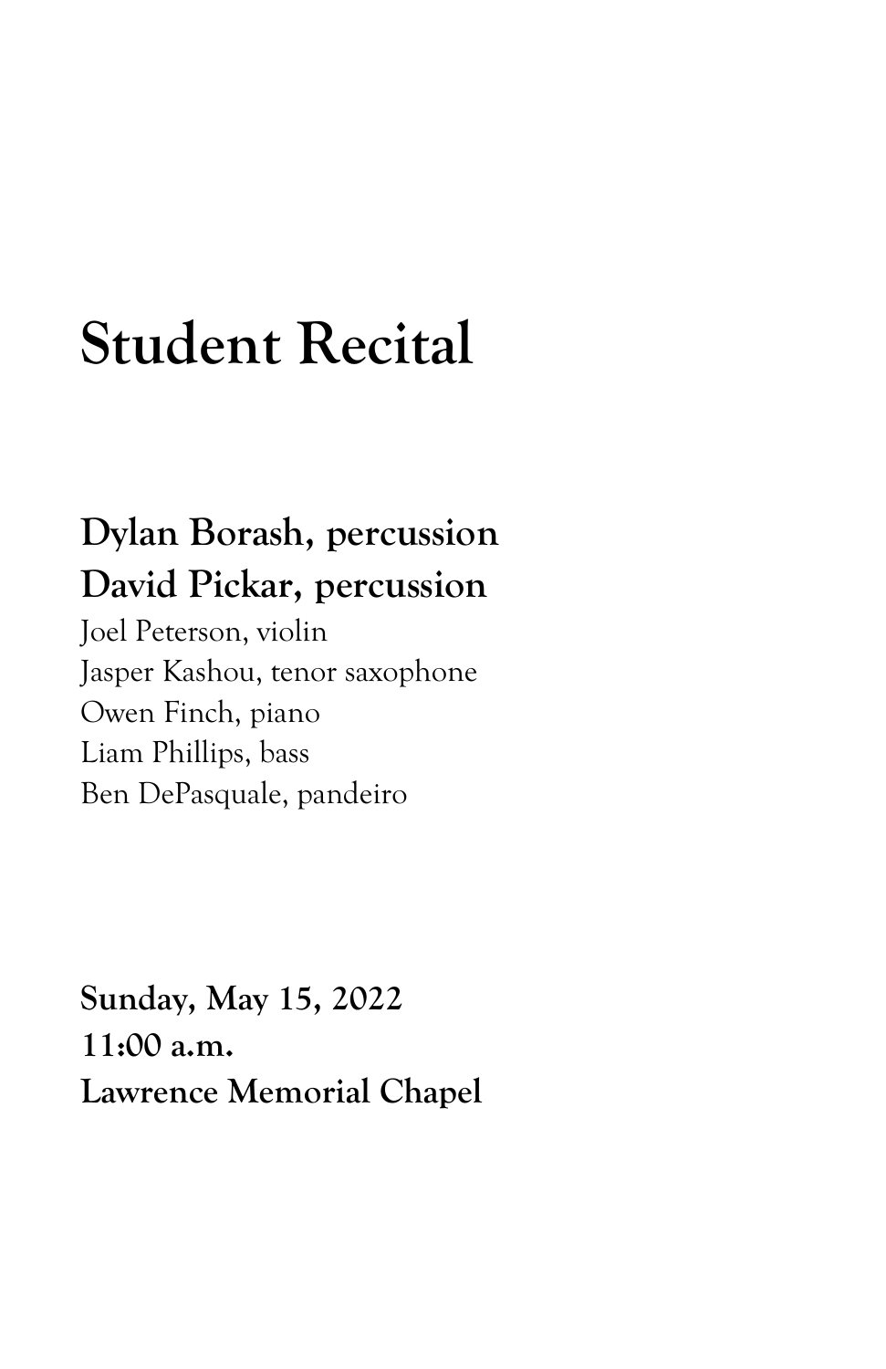# Student Recital

**Dylan Borash, percussion**
**David Pickar, percussion**
Joel Peterson, violin
Jasper Kashou, tenor saxophone
Owen Finch, piano
Liam Phillips, bass
Ben DePasquale, pandeiro

**Sunday, May 15, 2022**
**11:00 a.m.**
**Lawrence Memorial Chapel**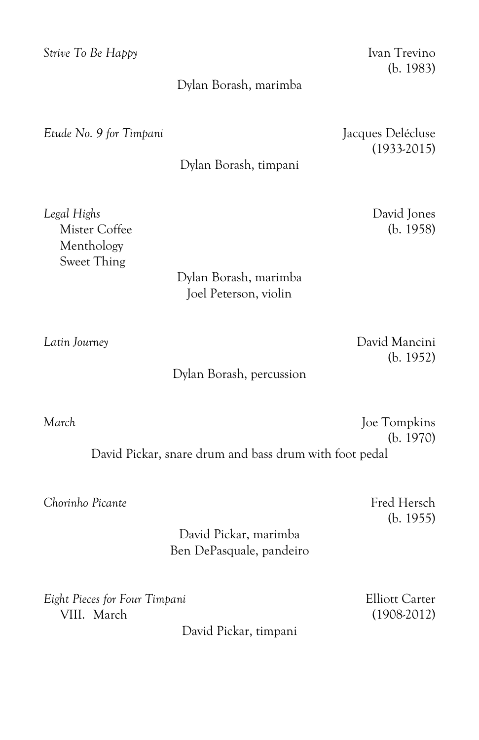*Strive To Be Happy* — Ivan Trevino (b. 1983)

Dylan Borash, marimba

*Etude No. 9 for Timpani* — Jacques Delécluse (1933-2015)

Dylan Borash, timpani

*Legal Highs* — David Jones (b. 1958)

- Mister Coffee
- Menthology
- Sweet Thing

Dylan Borash, marimba
Joel Peterson, violin

*Latin Journey* — David Mancini (b. 1952)

Dylan Borash, percussion

*March* — Joe Tompkins (b. 1970)

David Pickar, snare drum and bass drum with foot pedal

*Chorinho Picante* — Fred Hersch (b. 1955)

David Pickar, marimba
Ben DePasquale, pandeiro

*Eight Pieces for Four Timpani* — Elliott Carter (1908-2012)

- VIII. March

David Pickar, timpani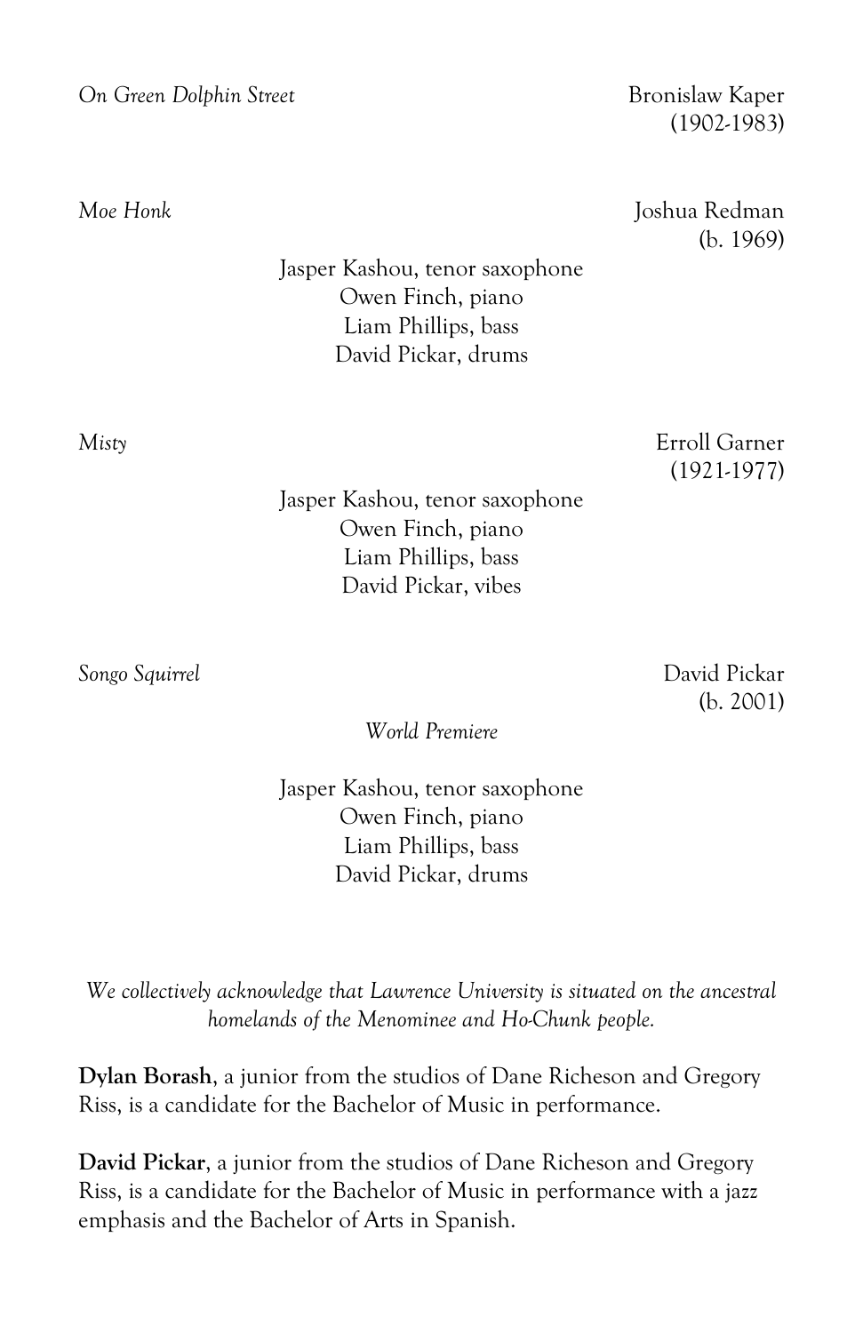*On Green Dolphin Street* Bronislaw Kaper
(1902-1983)

*Moe Honk* Joshua Redman
(b. 1969)

Jasper Kashou, tenor saxophone
Owen Finch, piano
Liam Phillips, bass
David Pickar, drums

*Misty* Erroll Garner
(1921-1977)

Jasper Kashou, tenor saxophone
Owen Finch, piano
Liam Phillips, bass
David Pickar, vibes

*Songo Squirrel* David Pickar
(b. 2001)

*World Premiere*

Jasper Kashou, tenor saxophone
Owen Finch, piano
Liam Phillips, bass
David Pickar, drums

*We collectively acknowledge that Lawrence University is situated on the ancestral homelands of the Menominee and Ho-Chunk people.*

**Dylan Borash**, a junior from the studios of Dane Richeson and Gregory Riss, is a candidate for the Bachelor of Music in performance.

**David Pickar**, a junior from the studios of Dane Richeson and Gregory Riss, is a candidate for the Bachelor of Music in performance with a jazz emphasis and the Bachelor of Arts in Spanish.